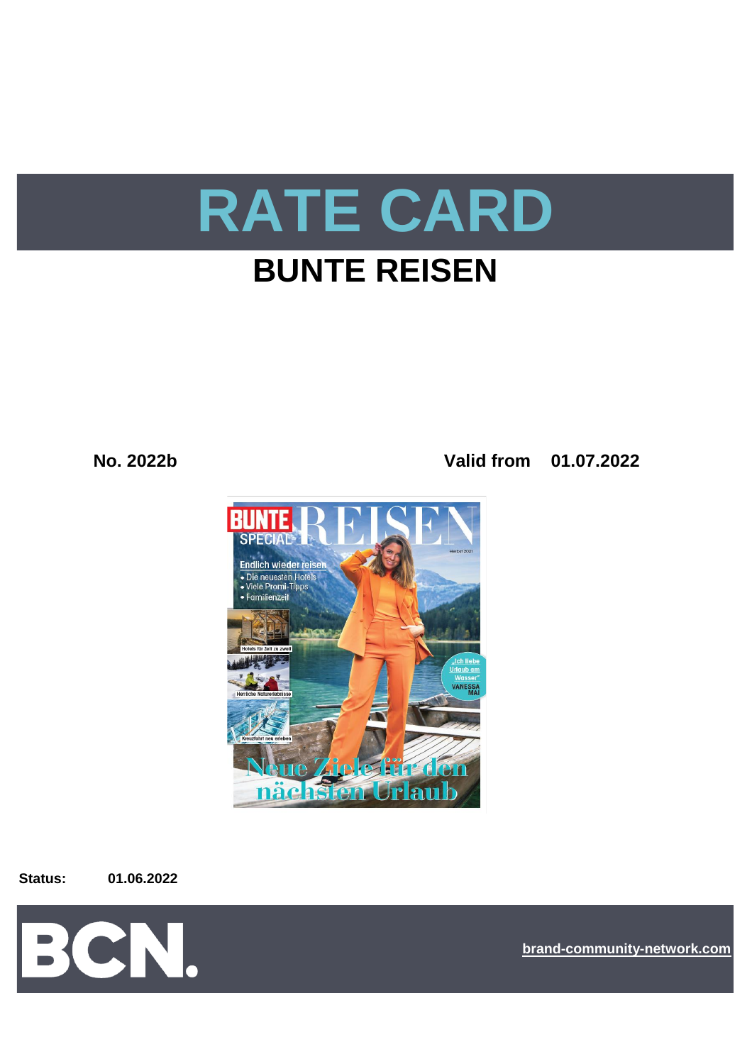# RATE CARD

## BUNTE REISEN

**No. 2022b** **Valid from 01.07.2022**

**Status:** **01.06.2022**

BCN.

brand-community-network.com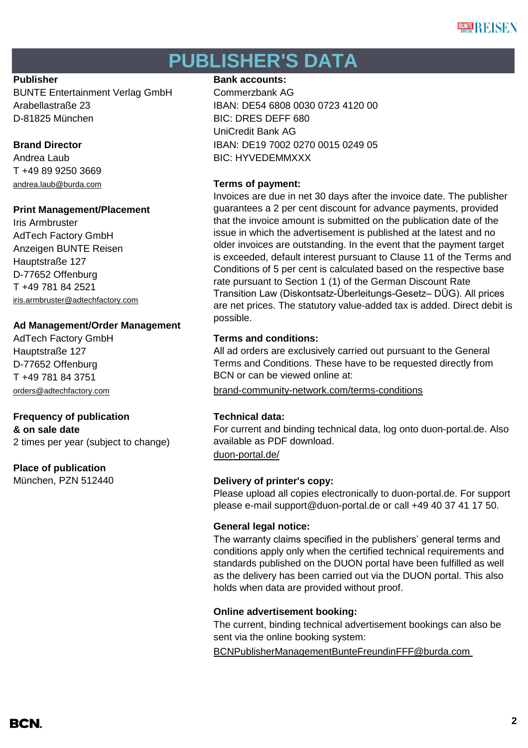# PUBLISHER'S DATA

**Publisher**
BUNTE Entertainment Verlag GmbH
Arabellastraße 23
D-81825 München

**Brand Director**
Andrea Laub
T +49 89 9250 3669
andrea.laub@burda.com

**Print Management/Placement**
Iris Armbruster
AdTech Factory GmbH
Anzeigen BUNTE Reisen
Hauptstraße 127
D-77652 Offenburg
T +49 781 84 2521
iris.armbruster@adtechfactory.com

**Ad Management/Order Management**
AdTech Factory GmbH
Hauptstraße 127
D-77652 Offenburg
T +49 781 84 3751
orders@adtechfactory.com

**Frequency of publication & on sale date**
2 times per year (subject to change)

**Place of publication**
München, PZN 512440

**Bank accounts:**
Commerzbank AG
IBAN: DE54 6808 0030 0723 4120 00
BIC: DRES DEFF 680
UniCredit Bank AG
IBAN: DE19 7002 0270 0015 0249 05
BIC: HYVEDEMMXXX

**Terms of payment:**
Invoices are due in net 30 days after the invoice date. The publisher guarantees a 2 per cent discount for advance payments, provided that the invoice amount is submitted on the publication date of the issue in which the advertisement is published at the latest and no older invoices are outstanding. In the event that the payment target is exceeded, default interest pursuant to Clause 11 of the Terms and Conditions of 5 per cent is calculated based on the respective base rate pursuant to Section 1 (1) of the German Discount Rate Transition Law (Diskontsatz-Überleitungs-Gesetz– DÜG). All prices are net prices. The statutory value-added tax is added. Direct debit is possible.

**Terms and conditions:**
All ad orders are exclusively carried out pursuant to the General Terms and Conditions. These have to be requested directly from BCN or can be viewed online at:
brand-community-network.com/terms-conditions

**Technical data:**
For current and binding technical data, log onto duon-portal.de. Also available as PDF download.
duon-portal.de/

**Delivery of printer's copy:**
Please upload all copies electronically to duon-portal.de. For support please e-mail support@duon-portal.de or call +49 40 37 41 17 50.

**General legal notice:**
The warranty claims specified in the publishers' general terms and conditions apply only when the certified technical requirements and standards published on the DUON portal have been fulfilled as well as the delivery has been carried out via the DUON portal. This also holds when data are provided without proof.

**Online advertisement booking:**
The current, binding technical advertisement bookings can also be sent via the online booking system:
BCNPublisherManagementBunteFreundinFFF@burda.com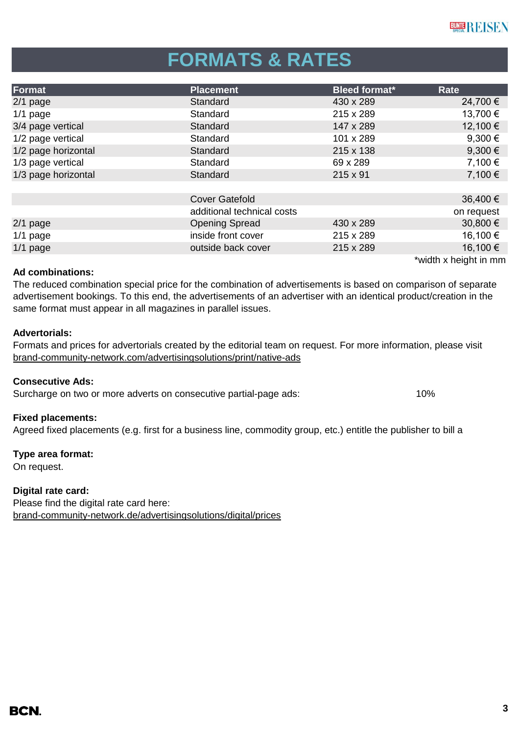# FORMATS & RATES

| Format | Placement | Bleed format* | Rate |
|---|---|---|---|
| 2/1 page | Standard | 430 x 289 | 24,700 € |
| 1/1 page | Standard | 215 x 289 | 13,700 € |
| 3/4 page vertical | Standard | 147 x 289 | 12,100 € |
| 1/2 page vertical | Standard | 101 x 289 | 9,300 € |
| 1/2 page horizontal | Standard | 215 x 138 | 9,300 € |
| 1/3 page vertical | Standard | 69 x 289 | 7,100 € |
| 1/3 page horizontal | Standard | 215 x 91 | 7,100 € |
| | | | |
| | Cover Gatefold | | 36,400 € |
| | additional technical costs | | on request |
| 2/1 page | Opening Spread | 430 x 289 | 30,800 € |
| 1/1 page | inside front cover | 215 x 289 | 16,100 € |
| 1/1 page | outside back cover | 215 x 289 | 16,100 € |

*width x height in mm

**Ad combinations:**
The reduced combination special price for the combination of advertisements is based on comparison of separate advertisement bookings. To this end, the advertisements of an advertiser with an identical product/creation in the same format must appear in all magazines in parallel issues.

**Advertorials:**
Formats and prices for advertorials created by the editorial team on request. For more information, please visit brand-community-network.com/advertisingsolutions/print/native-ads

**Consecutive Ads:**
Surcharge on two or more adverts on consecutive partial-page ads: 10%

**Fixed placements:**
Agreed fixed placements (e.g. first for a business line, commodity group, etc.) entitle the publisher to bill a

**Type area format:**
On request.

**Digital rate card:**
Please find the digital rate card here:
brand-community-network.de/advertisingsolutions/digital/prices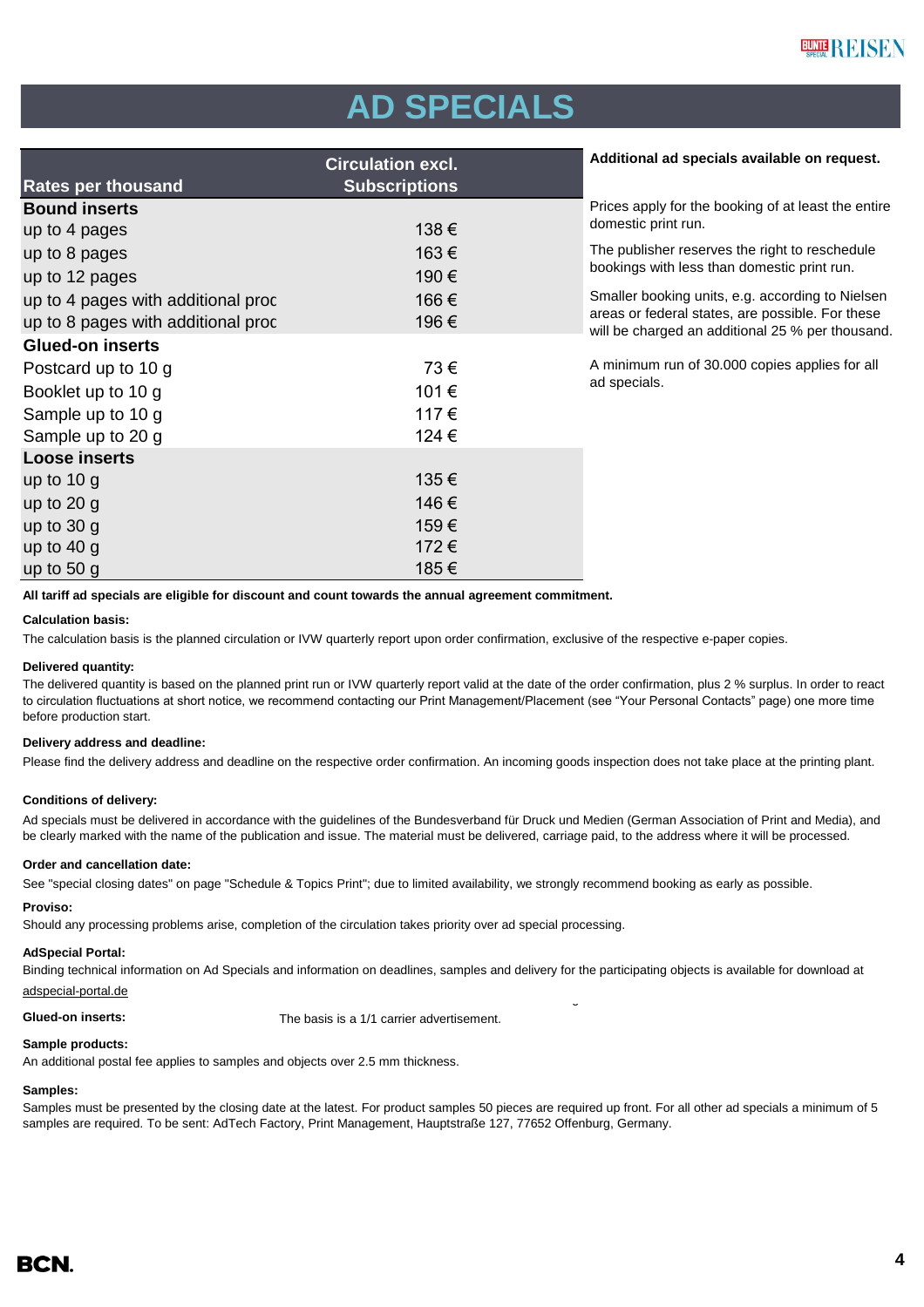# AD SPECIALS

| Rates per thousand | Circulation excl. Subscriptions |
|---|---|
| **Bound inserts** | |
| up to 4 pages | 138 € |
| up to 8 pages | 163 € |
| up to 12 pages | 190 € |
| up to 4 pages with additional proc | 166 € |
| up to 8 pages with additional proc | 196 € |
| **Glued-on inserts** | |
| Postcard up to 10 g | 73 € |
| Booklet up to 10 g | 101 € |
| Sample up to 10 g | 117 € |
| Sample up to 20 g | 124 € |
| **Loose inserts** | |
| up to 10 g | 135 € |
| up to 20 g | 146 € |
| up to 30 g | 159 € |
| up to 40 g | 172 € |
| up to 50 g | 185 € |

**Additional ad specials available on request.**

Prices apply for the booking of at least the entire domestic print run.

The publisher reserves the right to reschedule bookings with less than domestic print run.

Smaller booking units, e.g. according to Nielsen areas or federal states, are possible. For these will be charged an additional 25 % per thousand.

A minimum run of 30.000 copies applies for all ad specials.

**All tariff ad specials are eligible for discount and count towards the annual agreement commitment.**

**Calculation basis:**

The calculation basis is the planned circulation or IVW quarterly report upon order confirmation, exclusive of the respective e-paper copies.

**Delivered quantity:**

The delivered quantity is based on the planned print run or IVW quarterly report valid at the date of the order confirmation, plus 2 % surplus. In order to react to circulation fluctuations at short notice, we recommend contacting our Print Management/Placement (see "Your Personal Contacts" page) one more time before production start.

**Delivery address and deadline:**

Please find the delivery address and deadline on the respective order confirmation. An incoming goods inspection does not take place at the printing plant.

**Conditions of delivery:**

Ad specials must be delivered in accordance with the guidelines of the Bundesverband für Druck und Medien (German Association of Print and Media), and be clearly marked with the name of the publication and issue. The material must be delivered, carriage paid, to the address where it will be processed.

**Order and cancellation date:**

See "special closing dates" on page "Schedule & Topics Print"; due to limited availability, we strongly recommend booking as early as possible.

**Proviso:**

Should any processing problems arise, completion of the circulation takes priority over ad special processing.

**AdSpecial Portal:**

Binding technical information on Ad Specials and information on deadlines, samples and delivery for the participating objects is available for download at adspecial-portal.de

**Glued-on inserts:** The basis is a 1/1 carrier advertisement.

**Sample products:**

An additional postal fee applies to samples and objects over 2.5 mm thickness.

**Samples:**

Samples must be presented by the closing date at the latest. For product samples 50 pieces are required up front. For all other ad specials a minimum of 5 samples are required. To be sent: AdTech Factory, Print Management, Hauptstraße 127, 77652 Offenburg, Germany.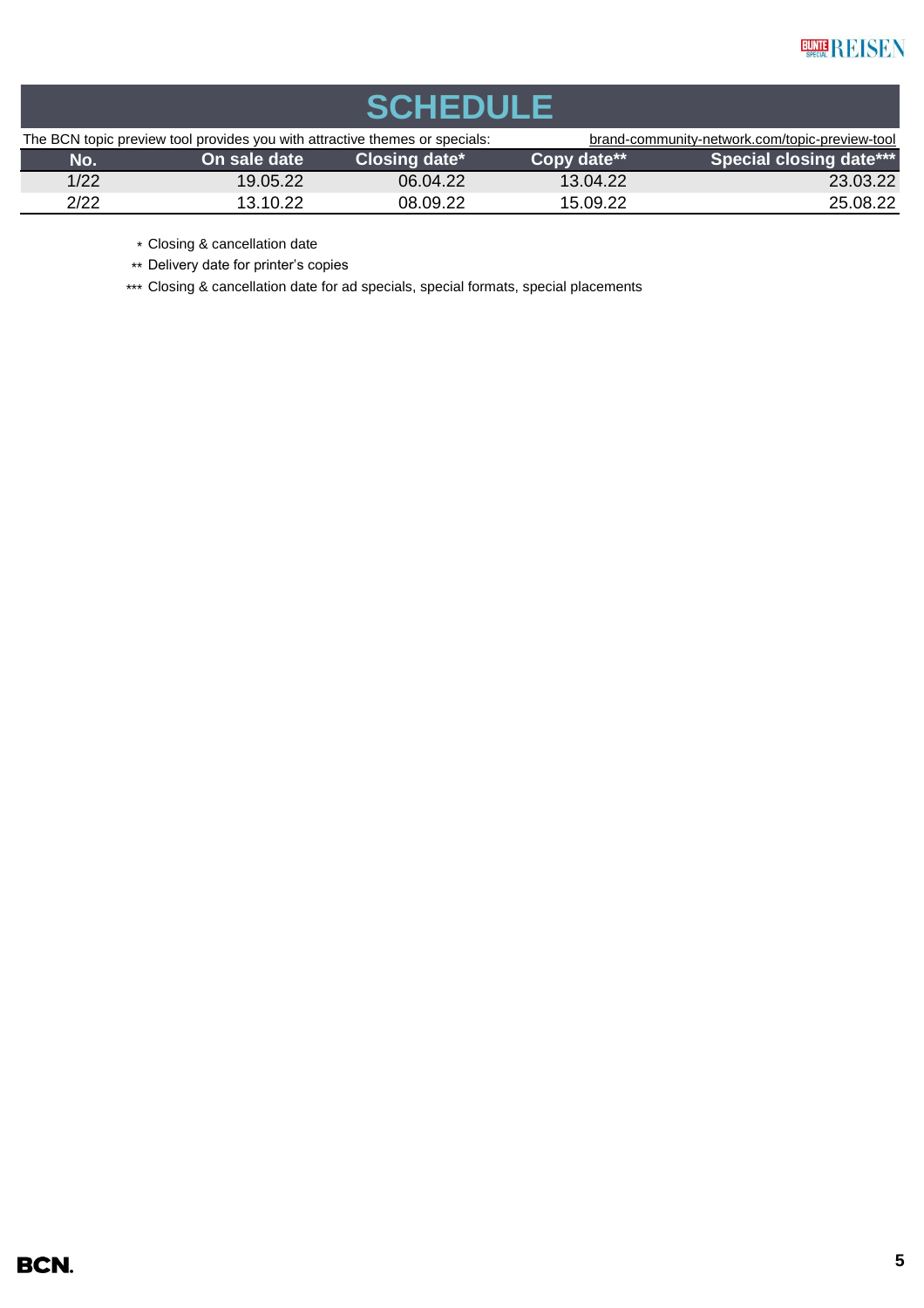# SCHEDULE

The BCN topic preview tool provides you with attractive themes or specials: brand-community-network.com/topic-preview-tool

| No. | On sale date | Closing date* | Copy date** | Special closing date*** |
|---|---|---|---|---|
| 1/22 | 19.05.22 | 06.04.22 | 13.04.22 | 23.03.22 |
| 2/22 | 13.10.22 | 08.09.22 | 15.09.22 | 25.08.22 |

* Closing & cancellation date

** Delivery date for printer's copies

*** Closing & cancellation date for ad specials, special formats, special placements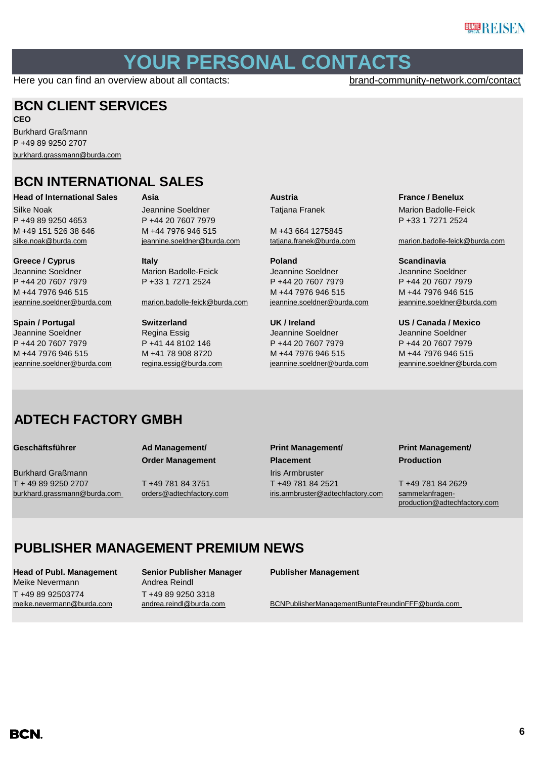# YOUR PERSONAL CONTACTS

Here you can find an overview about all contacts: brand-community-network.com/contact

## BCN CLIENT SERVICES

**CEO**
Burkhard Graßmann
P +49 89 9250 2707
burkhard.grassmann@burda.com

## BCN INTERNATIONAL SALES

**Head of International Sales**
Silke Noak
P +49 89 9250 4653
M +49 151 526 38 646
silke.noak@burda.com

**Asia**
Jeannine Soeldner
P +44 20 7607 7979
M +44 7976 946 515
jeannine.soeldner@burda.com

**Austria**
Tatjana Franek
M +43 664 1275845
tatjana.franek@burda.com

**France / Benelux**
Marion Badolle-Feick
P +33 1 7271 2524
marion.badolle-feick@burda.com

**Greece / Cyprus**
Jeannine Soeldner
P +44 20 7607 7979
M +44 7976 946 515
jeannine.soeldner@burda.com

**Italy**
Marion Badolle-Feick
P +33 1 7271 2524
marion.badolle-feick@burda.com

**Poland**
Jeannine Soeldner
P +44 20 7607 7979
M +44 7976 946 515
jeannine.soeldner@burda.com

**Scandinavia**
Jeannine Soeldner
P +44 20 7607 7979
M +44 7976 946 515
jeannine.soeldner@burda.com

**Spain / Portugal**
Jeannine Soeldner
P +44 20 7607 7979
M +44 7976 946 515
jeannine.soeldner@burda.com

**Switzerland**
Regina Essig
P +41 44 8102 146
M +41 78 908 8720
regina.essig@burda.com

**UK / Ireland**
Jeannine Soeldner
P +44 20 7607 7979
M +44 7976 946 515
jeannine.soeldner@burda.com

**US / Canada / Mexico**
Jeannine Soeldner
P +44 20 7607 7979
M +44 7976 946 515
jeannine.soeldner@burda.com

## ADTECH FACTORY GMBH

**Geschäftsführer**
Burkhard Graßmann
T + 49 89 9250 2707
burkhard.grassmann@burda.com

**Ad Management/ Order Management**
T +49 781 84 3751
orders@adtechfactory.com

**Print Management/ Placement**
Iris Armbruster
T +49 781 84 2521
iris.armbruster@adtechfactory.com

**Print Management/ Production**
T +49 781 84 2629
sammelanfragen-production@adtechfactory.com

## PUBLISHER MANAGEMENT PREMIUM NEWS

**Head of Publ. Management**
Meike Nevermann
T +49 89 92503774
meike.nevermann@burda.com

**Senior Publisher Manager**
Andrea Reindl
T +49 89 9250 3318
andrea.reindl@burda.com

**Publisher Management**
BCNPublisherManagementBunteFreundinFFF@burda.com